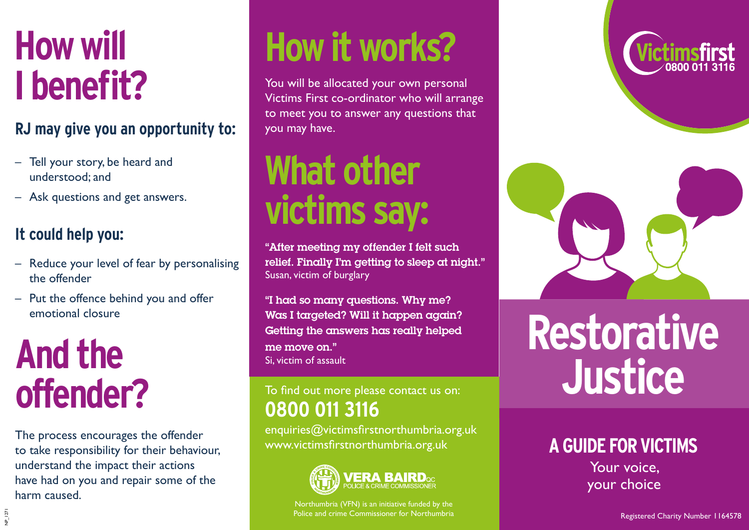# How will I benefit?

## RJ may give you an opportunity to:

- Tell your story, be heard and understood; and
- Ask questions and get answers.

## It could help you:

- Reduce your level of fear by personalising the offender
- Put the offence behind you and offer emotional closure

# And the offender?

The process encourages the offender to take responsibility for their behaviour, understand the impact their actions have had on you and repair some of the harm caused.

NP_1271

# How it works?

You will be allocated your own personal Victims First co-ordinator who will arrange to meet you to answer any questions that you may have.

# What other victims say:

**"After meeting my offender I felt such relief. Finally I'm getting to sleep at night."**
Susan, victim of burglary

**"I had so many questions. Why me? Was I targeted? Will it happen again? Getting the answers has really helped me move on."**
Si, victim of assault

To find out more please contact us on:

**0800 011 3116**

enquiries@victimsfirstnorthumbria.org.uk
www.victimsfirstnorthumbria.org.uk

VERA BAIRD QC
POLICE & CRIME COMMISSIONER

Northumbria (VFN) is an initiative funded by the Police and crime Commissioner for Northumbria

Victimsfirst
0800 011 3116

# Restorative Justice

## A GUIDE FOR VICTIMS

Your voice, your choice

Registered Charity Number 1164578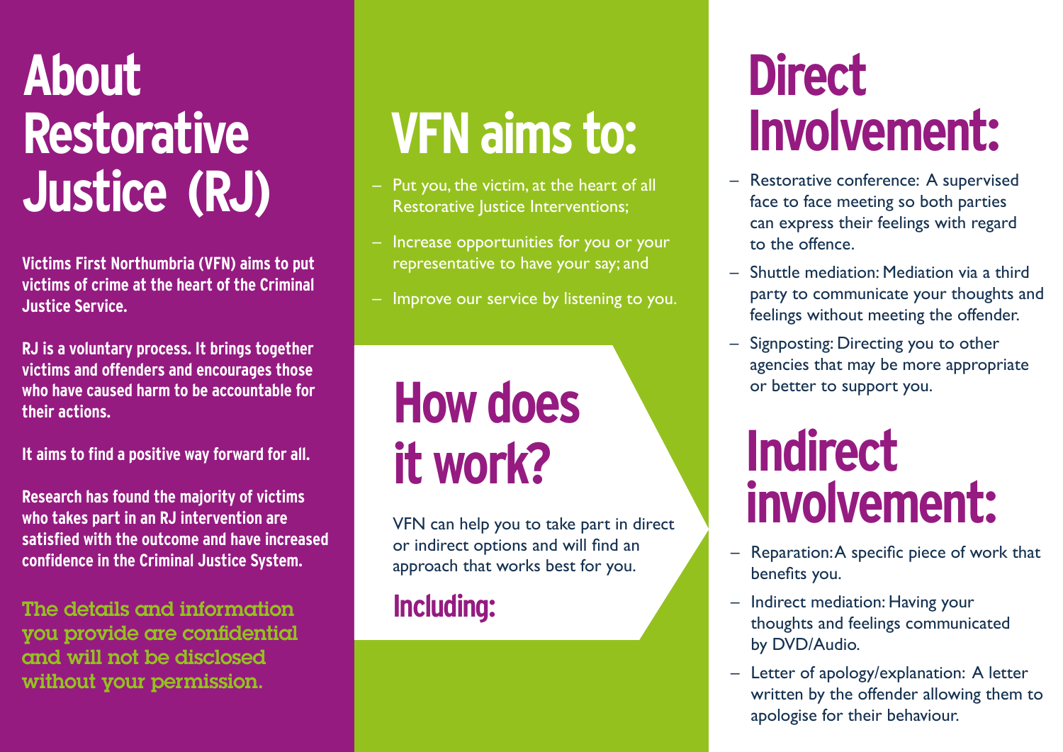# About Restorative Justice (RJ)

**Victims First Northumbria (VFN) aims to put victims of crime at the heart of the Criminal Justice Service.**

**RJ is a voluntary process. It brings together victims and offenders and encourages those who have caused harm to be accountable for their actions.**

**It aims to find a positive way forward for all.**

**Research has found the majority of victims who takes part in an RJ intervention are satisfied with the outcome and have increased confidence in the Criminal Justice System.**

The details and information you provide are confidential and will not be disclosed without your permission.

# VFN aims to:

- Put you, the victim, at the heart of all Restorative Justice Interventions;
- Increase opportunities for you or your representative to have your say; and
- Improve our service by listening to you.

# How does it work?

VFN can help you to take part in direct or indirect options and will find an approach that works best for you.

## Including:

# Direct Involvement:

- Restorative conference: A supervised face to face meeting so both parties can express their feelings with regard to the offence.
- Shuttle mediation: Mediation via a third party to communicate your thoughts and feelings without meeting the offender.
- Signposting: Directing you to other agencies that may be more appropriate or better to support you.

# Indirect involvement:

- Reparation: A specific piece of work that benefits you.
- Indirect mediation: Having your thoughts and feelings communicated by DVD/Audio.
- Letter of apology/explanation: A letter written by the offender allowing them to apologise for their behaviour.